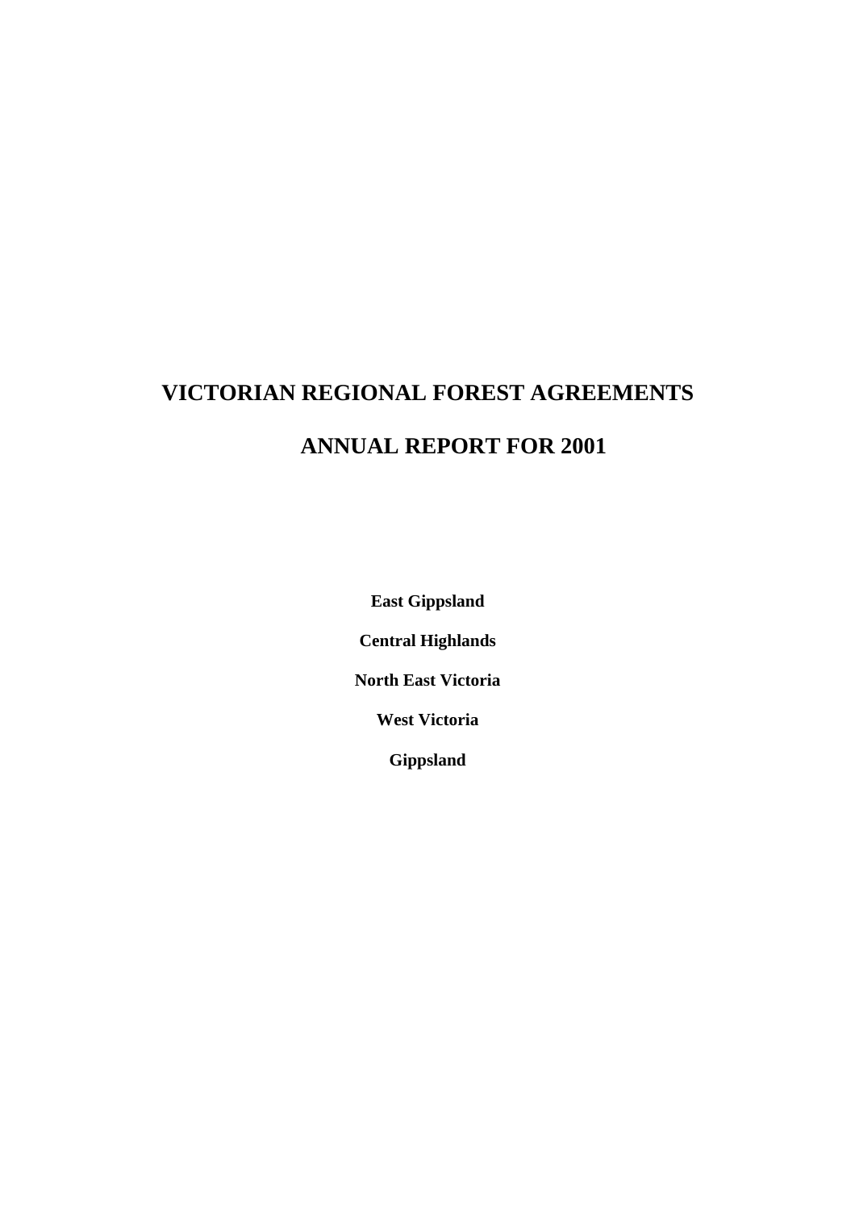# VICTORIAN REGIONAL FOREST AGREEMENTS

# ANNUAL REPORT FOR 2001

**East Gippsland**

**Central Highlands**

**North East Victoria**

**West Victoria**

**Gippsland**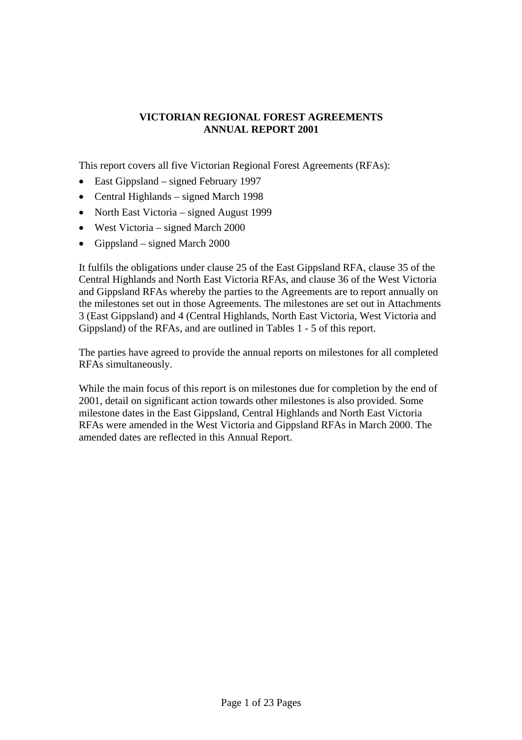**VICTORIAN REGIONAL FOREST AGREEMENTS**
**ANNUAL REPORT 2001**

This report covers all five Victorian Regional Forest Agreements (RFAs):

- East Gippsland – signed February 1997
- Central Highlands – signed March 1998
- North East Victoria – signed August 1999
- West Victoria – signed March 2000
- Gippsland – signed March 2000

It fulfils the obligations under clause 25 of the East Gippsland RFA, clause 35 of the Central Highlands and North East Victoria RFAs, and clause 36 of the West Victoria and Gippsland RFAs whereby the parties to the Agreements are to report annually on the milestones set out in those Agreements. The milestones are set out in Attachments 3 (East Gippsland) and 4 (Central Highlands, North East Victoria, West Victoria and Gippsland) of the RFAs, and are outlined in Tables 1 - 5 of this report.

The parties have agreed to provide the annual reports on milestones for all completed RFAs simultaneously.

While the main focus of this report is on milestones due for completion by the end of 2001, detail on significant action towards other milestones is also provided. Some milestone dates in the East Gippsland, Central Highlands and North East Victoria RFAs were amended in the West Victoria and Gippsland RFAs in March 2000. The amended dates are reflected in this Annual Report.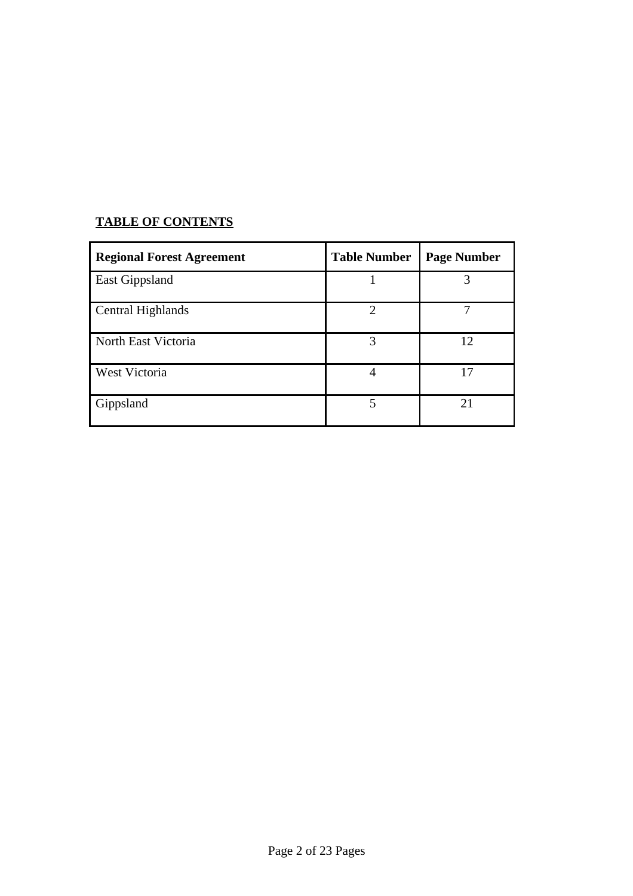**TABLE OF CONTENTS**

| Regional Forest Agreement | Table Number | Page Number |
|---|---|---|
| East Gippsland | 1 | 3 |
| Central Highlands | 2 | 7 |
| North East Victoria | 3 | 12 |
| West Victoria | 4 | 17 |
| Gippsland | 5 | 21 |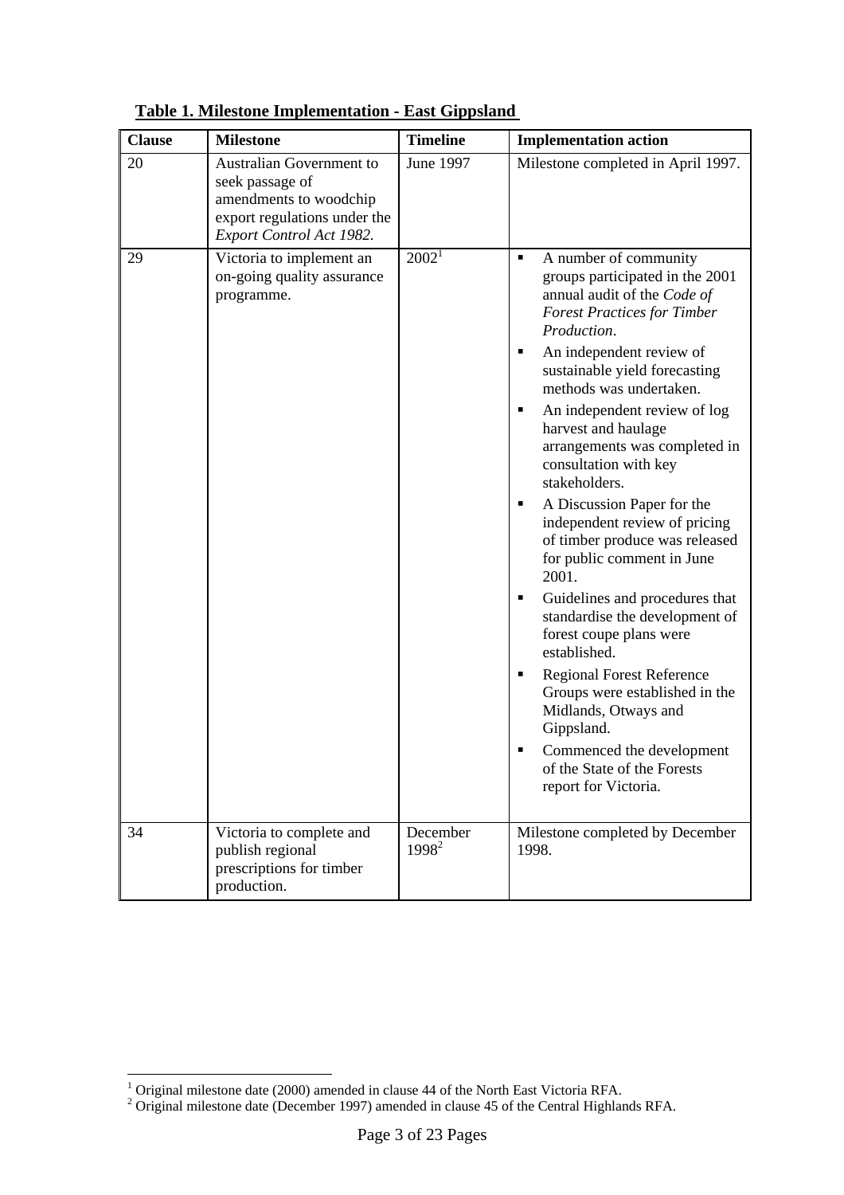**Table 1. Milestone Implementation - East Gippsland**

| Clause | Milestone | Timeline | Implementation action |
|---|---|---|---|
| 20 | Australian Government to seek passage of amendments to woodchip export regulations under the *Export Control Act 1982.* | June 1997 | Milestone completed in April 1997. |
| 29 | Victoria to implement an on-going quality assurance programme. | 2002[1] | ▪ A number of community groups participated in the 2001 annual audit of the *Code of Forest Practices for Timber Production*.<br>▪ An independent review of sustainable yield forecasting methods was undertaken.<br>▪ An independent review of log harvest and haulage arrangements was completed in consultation with key stakeholders.<br>▪ A Discussion Paper for the independent review of pricing of timber produce was released for public comment in June 2001.<br>▪ Guidelines and procedures that standardise the development of forest coupe plans were established.<br>▪ Regional Forest Reference Groups were established in the Midlands, Otways and Gippsland.<br>▪ Commenced the development of the State of the Forests report for Victoria. |
| 34 | Victoria to complete and publish regional prescriptions for timber production. | December 1998[2] | Milestone completed by December 1998. |

[1] Original milestone date (2000) amended in clause 44 of the North East Victoria RFA.
[2] Original milestone date (December 1997) amended in clause 45 of the Central Highlands RFA.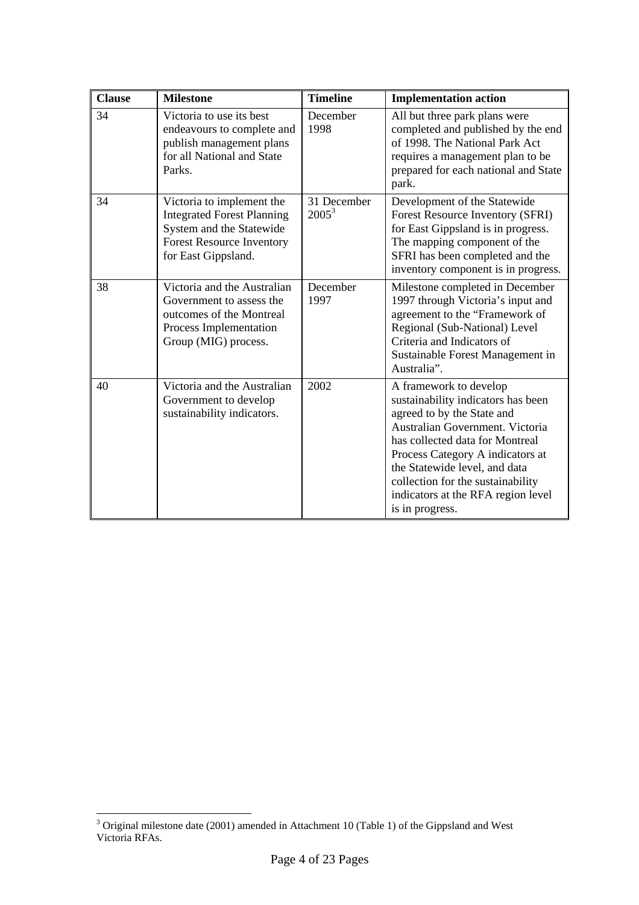| Clause | Milestone | Timeline | Implementation action |
|---|---|---|---|
| 34 | Victoria to use its best endeavours to complete and publish management plans for all National and State Parks. | December 1998 | All but three park plans were completed and published by the end of 1998. The National Park Act requires a management plan to be prepared for each national and State park. |
| 34 | Victoria to implement the Integrated Forest Planning System and the Statewide Forest Resource Inventory for East Gippsland. | 31 December 2005[3] | Development of the Statewide Forest Resource Inventory (SFRI) for East Gippsland is in progress. The mapping component of the SFRI has been completed and the inventory component is in progress. |
| 38 | Victoria and the Australian Government to assess the outcomes of the Montreal Process Implementation Group (MIG) process. | December 1997 | Milestone completed in December 1997 through Victoria's input and agreement to the "Framework of Regional (Sub-National) Level Criteria and Indicators of Sustainable Forest Management in Australia". |
| 40 | Victoria and the Australian Government to develop sustainability indicators. | 2002 | A framework to develop sustainability indicators has been agreed to by the State and Australian Government. Victoria has collected data for Montreal Process Category A indicators at the Statewide level, and data collection for the sustainability indicators at the RFA region level is in progress. |

[3] Original milestone date (2001) amended in Attachment 10 (Table 1) of the Gippsland and West Victoria RFAs.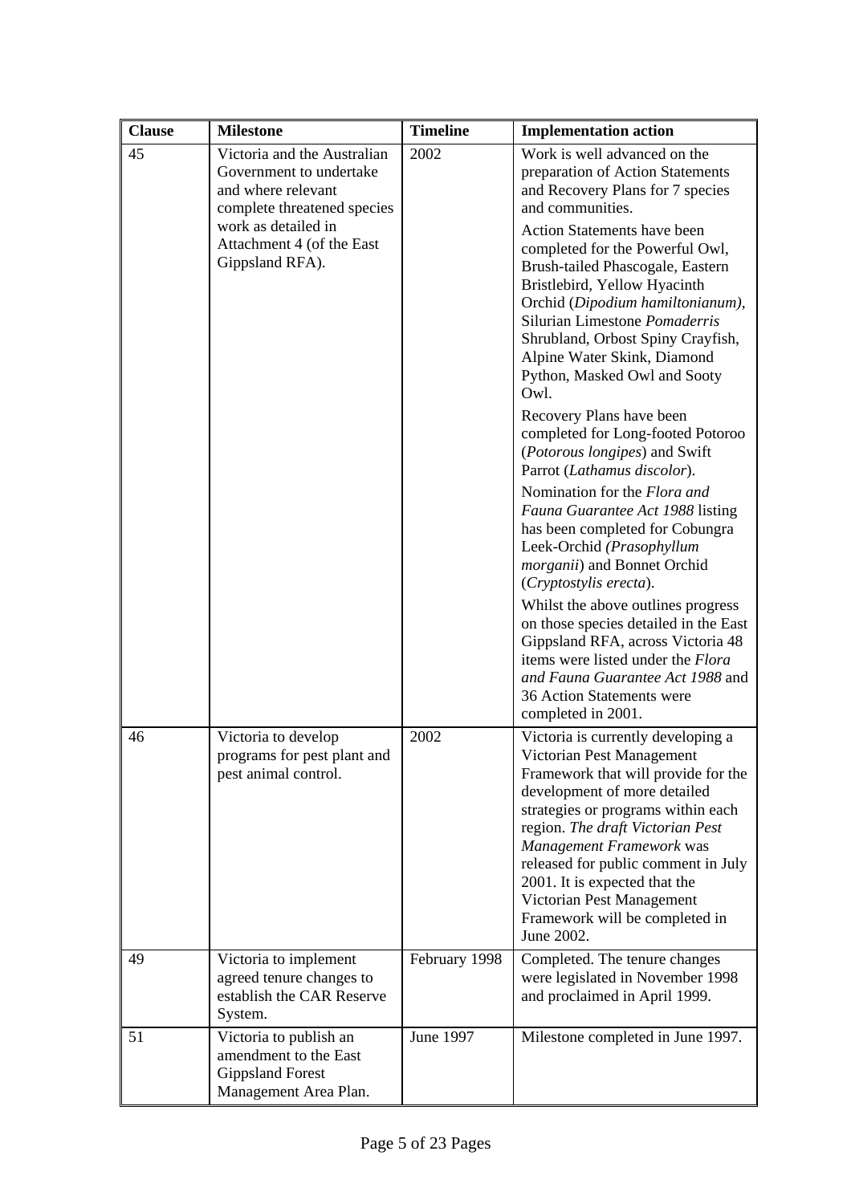| Clause | Milestone | Timeline | Implementation action |
|---|---|---|---|
| 45 | Victoria and the Australian Government to undertake and where relevant complete threatened species work as detailed in Attachment 4 (of the East Gippsland RFA). | 2002 | Work is well advanced on the preparation of Action Statements and Recovery Plans for 7 species and communities.<br><br>Action Statements have been completed for the Powerful Owl, Brush-tailed Phascogale, Eastern Bristlebird, Yellow Hyacinth Orchid (*Dipodium hamiltonianum)*, Silurian Limestone *Pomaderris* Shrubland, Orbost Spiny Crayfish, Alpine Water Skink, Diamond Python, Masked Owl and Sooty Owl.<br><br>Recovery Plans have been completed for Long-footed Potoroo (*Potorous longipes*) and Swift Parrot (*Lathamus discolor*).<br><br>Nomination for the *Flora and Fauna Guarantee Act 1988* listing has been completed for Cobungra Leek-Orchid *(Prasophyllum morganii*) and Bonnet Orchid (*Cryptostylis erecta*).<br><br>Whilst the above outlines progress on those species detailed in the East Gippsland RFA, across Victoria 48 items were listed under the *Flora and Fauna Guarantee Act 1988* and 36 Action Statements were completed in 2001. |
| 46 | Victoria to develop programs for pest plant and pest animal control. | 2002 | Victoria is currently developing a Victorian Pest Management Framework that will provide for the development of more detailed strategies or programs within each region. *The draft Victorian Pest Management Framework* was released for public comment in July 2001. It is expected that the Victorian Pest Management Framework will be completed in June 2002. |
| 49 | Victoria to implement agreed tenure changes to establish the CAR Reserve System. | February 1998 | Completed. The tenure changes were legislated in November 1998 and proclaimed in April 1999. |
| 51 | Victoria to publish an amendment to the East Gippsland Forest Management Area Plan. | June 1997 | Milestone completed in June 1997. |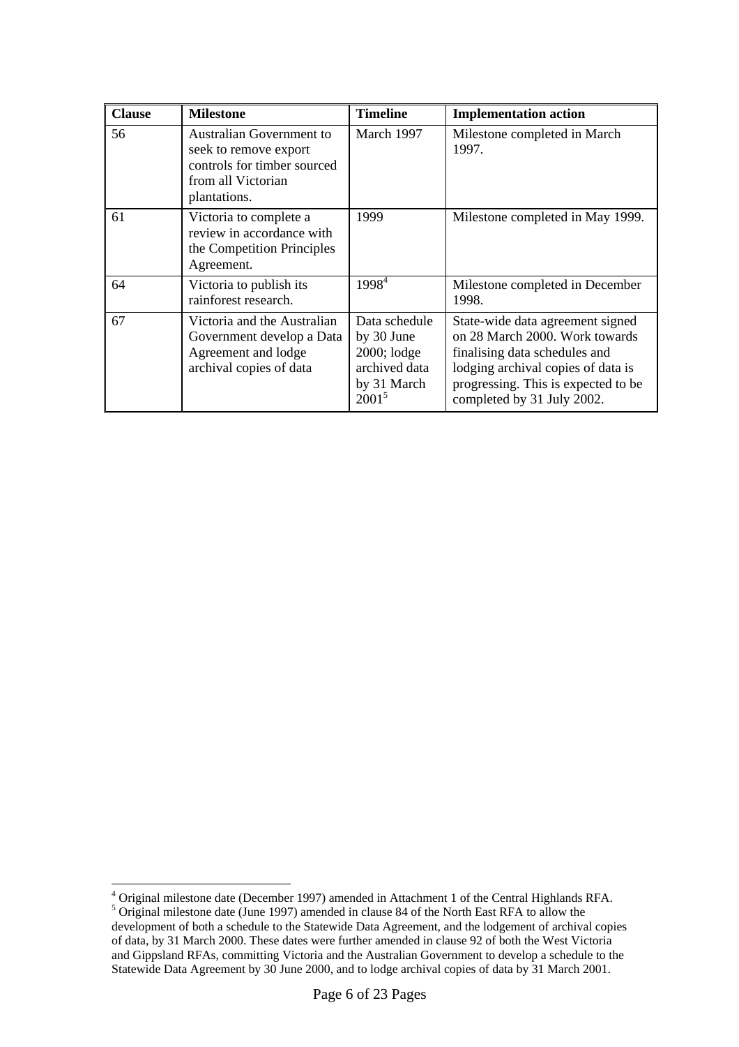| Clause | Milestone | Timeline | Implementation action |
|---|---|---|---|
| 56 | Australian Government to seek to remove export controls for timber sourced from all Victorian plantations. | March 1997 | Milestone completed in March 1997. |
| 61 | Victoria to complete a review in accordance with the Competition Principles Agreement. | 1999 | Milestone completed in May 1999. |
| 64 | Victoria to publish its rainforest research. | 1998[4] | Milestone completed in December 1998. |
| 67 | Victoria and the Australian Government develop a Data Agreement and lodge archival copies of data | Data schedule by 30 June 2000; lodge archived data by 31 March 2001[5] | State-wide data agreement signed on 28 March 2000. Work towards finalising data schedules and lodging archival copies of data is progressing. This is expected to be completed by 31 July 2002. |

[4] Original milestone date (December 1997) amended in Attachment 1 of the Central Highlands RFA.

[5] Original milestone date (June 1997) amended in clause 84 of the North East RFA to allow the development of both a schedule to the Statewide Data Agreement, and the lodgement of archival copies of data, by 31 March 2000. These dates were further amended in clause 92 of both the West Victoria and Gippsland RFAs, committing Victoria and the Australian Government to develop a schedule to the Statewide Data Agreement by 30 June 2000, and to lodge archival copies of data by 31 March 2001.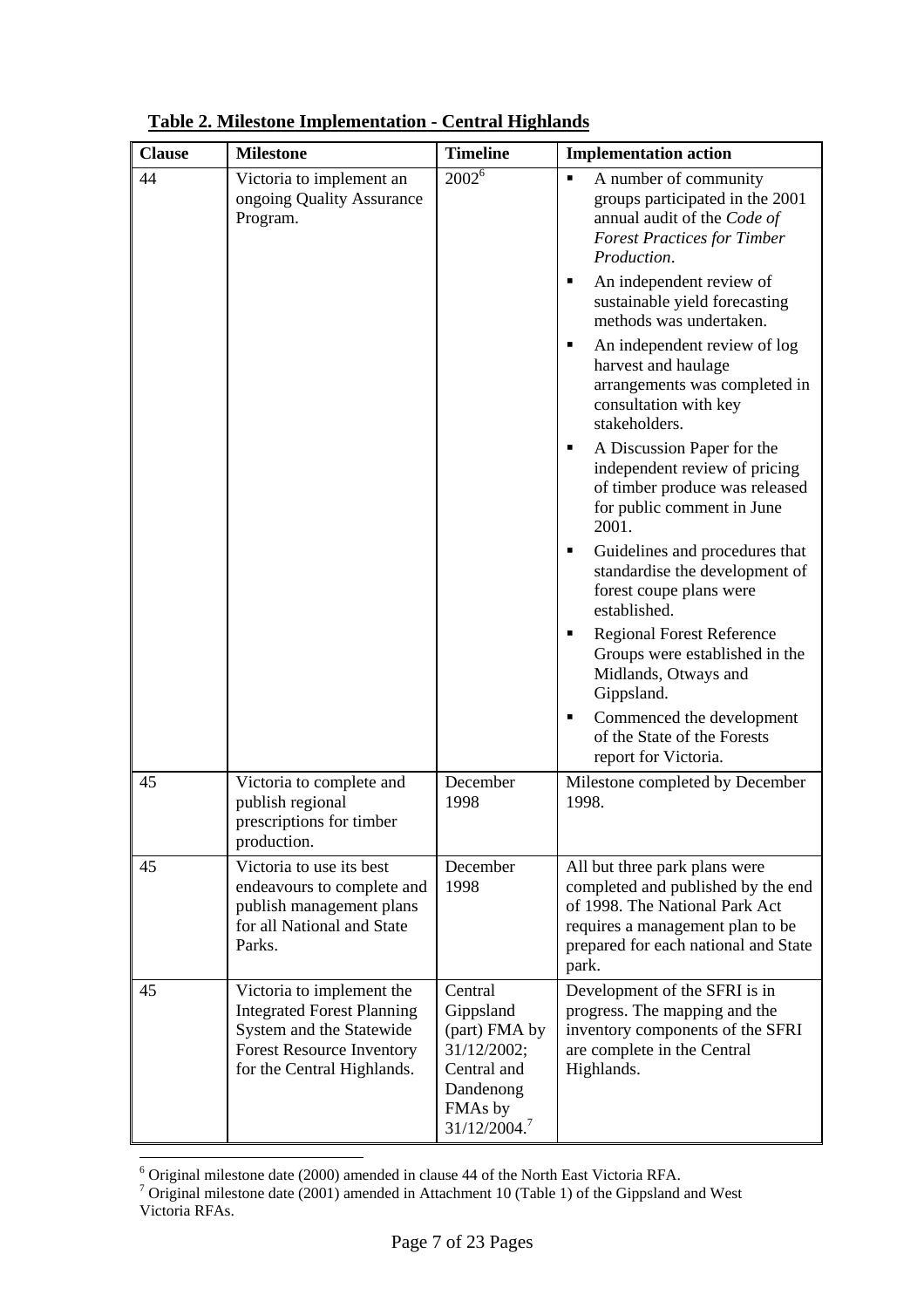**Table 2. Milestone Implementation - Central Highlands**

| Clause | Milestone | Timeline | Implementation action |
|---|---|---|---|
| 44 | Victoria to implement an ongoing Quality Assurance Program. | 2002[6] | ▪ A number of community groups participated in the 2001 annual audit of the *Code of Forest Practices for Timber Production*.<br>▪ An independent review of sustainable yield forecasting methods was undertaken.<br>▪ An independent review of log harvest and haulage arrangements was completed in consultation with key stakeholders.<br>▪ A Discussion Paper for the independent review of pricing of timber produce was released for public comment in June 2001.<br>▪ Guidelines and procedures that standardise the development of forest coupe plans were established.<br>▪ Regional Forest Reference Groups were established in the Midlands, Otways and Gippsland.<br>▪ Commenced the development of the State of the Forests report for Victoria. |
| 45 | Victoria to complete and publish regional prescriptions for timber production. | December 1998 | Milestone completed by December 1998. |
| 45 | Victoria to use its best endeavours to complete and publish management plans for all National and State Parks. | December 1998 | All but three park plans were completed and published by the end of 1998. The National Park Act requires a management plan to be prepared for each national and State park. |
| 45 | Victoria to implement the Integrated Forest Planning System and the Statewide Forest Resource Inventory for the Central Highlands. | Central Gippsland (part) FMA by 31/12/2002; Central and Dandenong FMAs by 31/12/2004.[7] | Development of the SFRI is in progress. The mapping and the inventory components of the SFRI are complete in the Central Highlands. |

[6] Original milestone date (2000) amended in clause 44 of the North East Victoria RFA.

[7] Original milestone date (2001) amended in Attachment 10 (Table 1) of the Gippsland and West Victoria RFAs.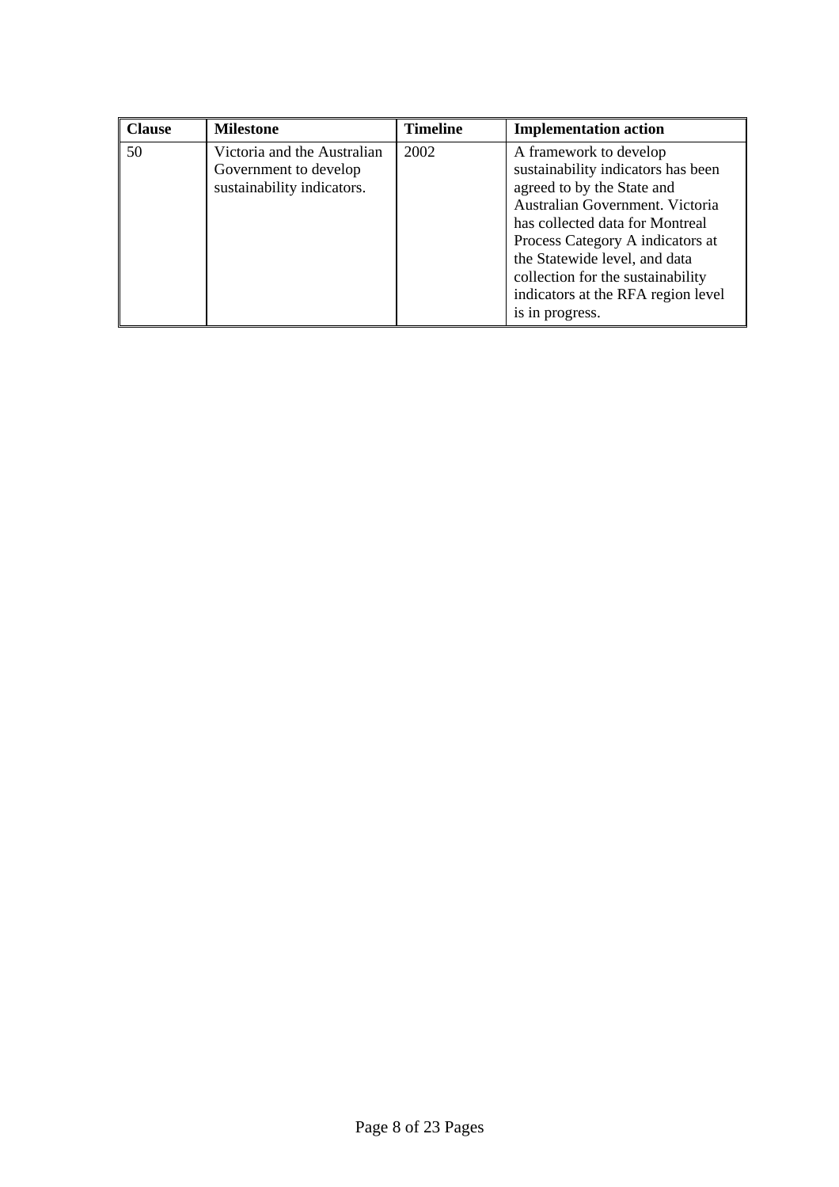| Clause | Milestone | Timeline | Implementation action |
|---|---|---|---|
| 50 | Victoria and the Australian Government to develop sustainability indicators. | 2002 | A framework to develop sustainability indicators has been agreed to by the State and Australian Government. Victoria has collected data for Montreal Process Category A indicators at the Statewide level, and data collection for the sustainability indicators at the RFA region level is in progress. |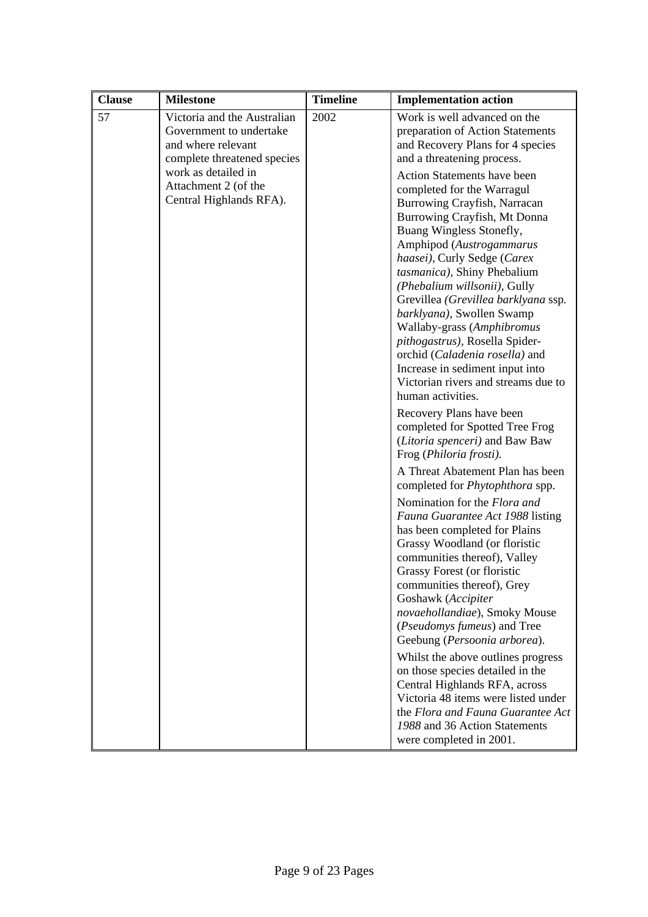| Clause | Milestone | Timeline | Implementation action |
|---|---|---|---|
| 57 | Victoria and the Australian Government to undertake and where relevant complete threatened species work as detailed in Attachment 2 (of the Central Highlands RFA). | 2002 | Work is well advanced on the preparation of Action Statements and Recovery Plans for 4 species and a threatening process.<br><br>Action Statements have been completed for the Warragul Burrowing Crayfish, Narracan Burrowing Crayfish, Mt Donna Buang Wingless Stonefly, Amphipod (*Austrogammarus haasei)*, Curly Sedge (*Carex tasmanica)*, Shiny Phebalium *(Phebalium willsonii)*, Gully Grevillea *(Grevillea barklyana* ssp. *barklyana)*, Swollen Swamp Wallaby-grass (*Amphibromus pithogastrus)*, Rosella Spider-orchid (*Caladenia rosella)* and Increase in sediment input into Victorian rivers and streams due to human activities.<br><br>Recovery Plans have been completed for Spotted Tree Frog (*Litoria spenceri)* and Baw Baw Frog (*Philoria frosti).*<br><br>A Threat Abatement Plan has been completed for *Phytophthora* spp.<br><br>Nomination for the *Flora and Fauna Guarantee Act 1988* listing has been completed for Plains Grassy Woodland (or floristic communities thereof), Valley Grassy Forest (or floristic communities thereof), Grey Goshawk (*Accipiter novaehollandiae*), Smoky Mouse (*Pseudomys fumeus*) and Tree Geebung (*Persoonia arborea*).<br><br>Whilst the above outlines progress on those species detailed in the Central Highlands RFA, across Victoria 48 items were listed under the *Flora and Fauna Guarantee Act 1988* and 36 Action Statements were completed in 2001. |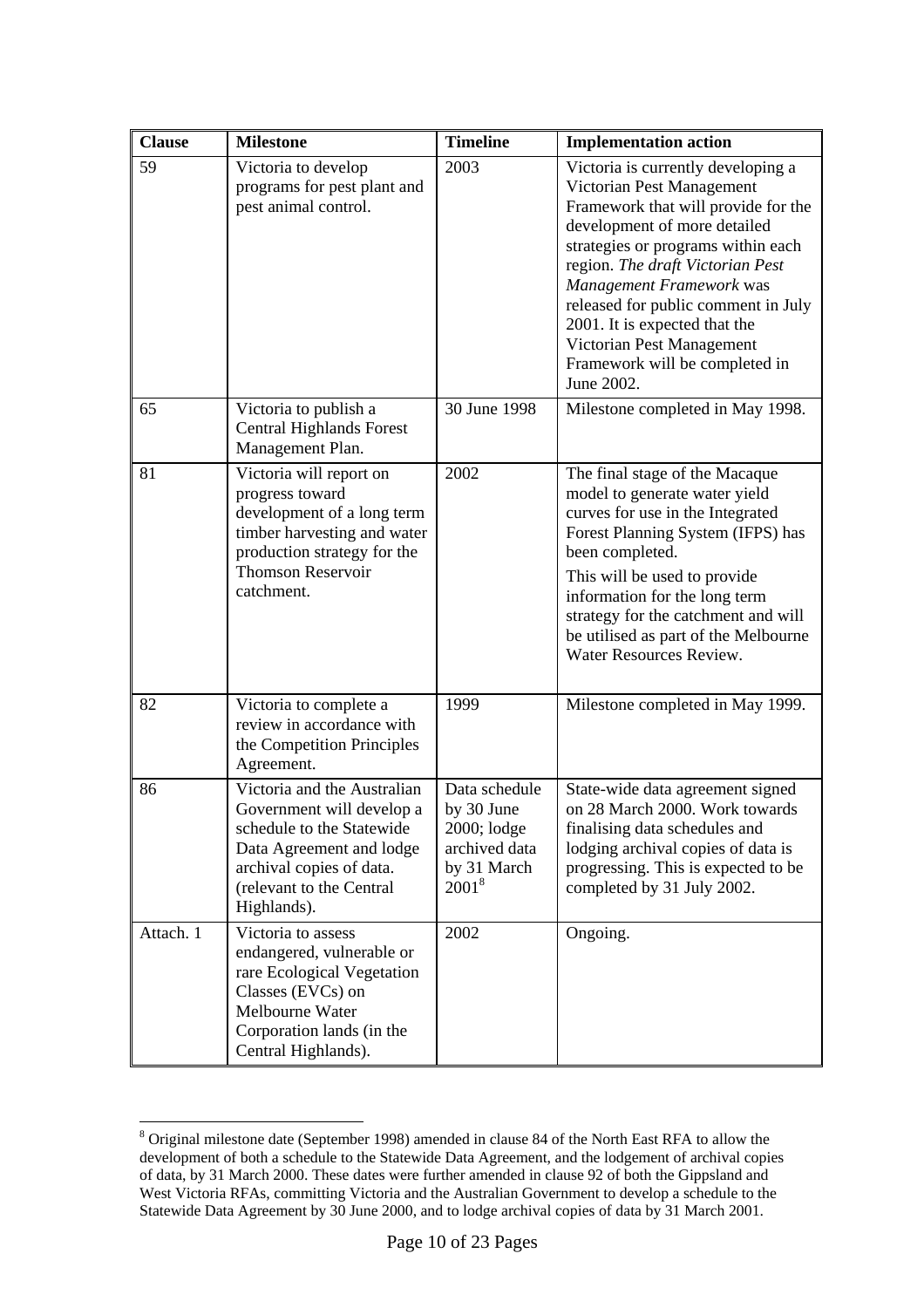| Clause | Milestone | Timeline | Implementation action |
|---|---|---|---|
| 59 | Victoria to develop programs for pest plant and pest animal control. | 2003 | Victoria is currently developing a Victorian Pest Management Framework that will provide for the development of more detailed strategies or programs within each region. *The draft Victorian Pest Management Framework* was released for public comment in July 2001. It is expected that the Victorian Pest Management Framework will be completed in June 2002. |
| 65 | Victoria to publish a Central Highlands Forest Management Plan. | 30 June 1998 | Milestone completed in May 1998. |
| 81 | Victoria will report on progress toward development of a long term timber harvesting and water production strategy for the Thomson Reservoir catchment. | 2002 | The final stage of the Macaque model to generate water yield curves for use in the Integrated Forest Planning System (IFPS) has been completed.<br><br>This will be used to provide information for the long term strategy for the catchment and will be utilised as part of the Melbourne Water Resources Review. |
| 82 | Victoria to complete a review in accordance with the Competition Principles Agreement. | 1999 | Milestone completed in May 1999. |
| 86 | Victoria and the Australian Government will develop a schedule to the Statewide Data Agreement and lodge archival copies of data. (relevant to the Central Highlands). | Data schedule by 30 June 2000; lodge archived data by 31 March 2001[8] | State-wide data agreement signed on 28 March 2000. Work towards finalising data schedules and lodging archival copies of data is progressing. This is expected to be completed by 31 July 2002. |
| Attach. 1 | Victoria to assess endangered, vulnerable or rare Ecological Vegetation Classes (EVCs) on Melbourne Water Corporation lands (in the Central Highlands). | 2002 | Ongoing. |

[8] Original milestone date (September 1998) amended in clause 84 of the North East RFA to allow the development of both a schedule to the Statewide Data Agreement, and the lodgement of archival copies of data, by 31 March 2000. These dates were further amended in clause 92 of both the Gippsland and West Victoria RFAs, committing Victoria and the Australian Government to develop a schedule to the Statewide Data Agreement by 30 June 2000, and to lodge archival copies of data by 31 March 2001.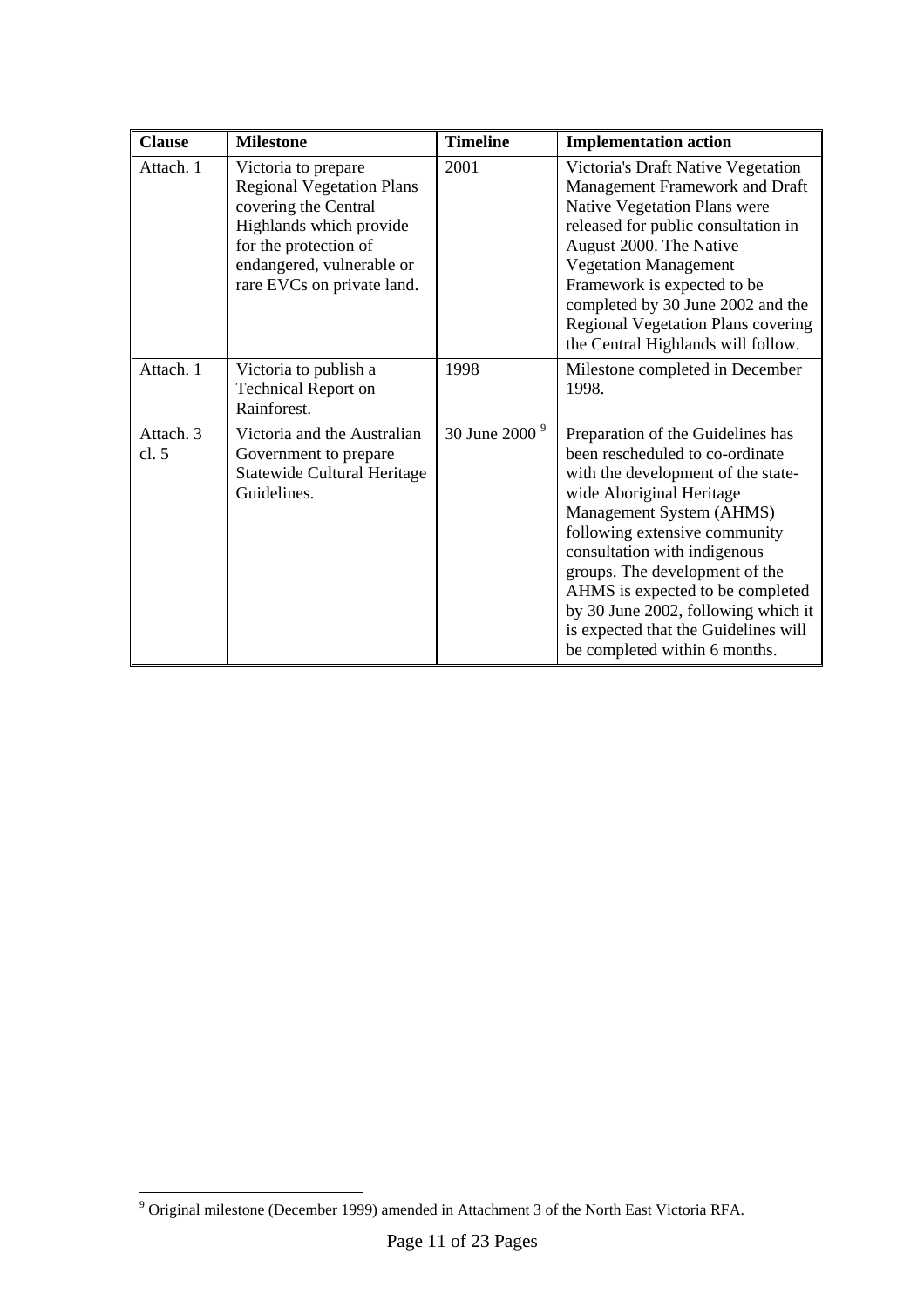| Clause | Milestone | Timeline | Implementation action |
| --- | --- | --- | --- |
| Attach. 1 | Victoria to prepare Regional Vegetation Plans covering the Central Highlands which provide for the protection of endangered, vulnerable or rare EVCs on private land. | 2001 | Victoria's Draft Native Vegetation Management Framework and Draft Native Vegetation Plans were released for public consultation in August 2000. The Native Vegetation Management Framework is expected to be completed by 30 June 2002 and the Regional Vegetation Plans covering the Central Highlands will follow. |
| Attach. 1 | Victoria to publish a Technical Report on Rainforest. | 1998 | Milestone completed in December 1998. |
| Attach. 3 cl. 5 | Victoria and the Australian Government to prepare Statewide Cultural Heritage Guidelines. | 30 June 2000 [9] | Preparation of the Guidelines has been rescheduled to co-ordinate with the development of the state-wide Aboriginal Heritage Management System (AHMS) following extensive community consultation with indigenous groups. The development of the AHMS is expected to be completed by 30 June 2002, following which it is expected that the Guidelines will be completed within 6 months. |

[9] Original milestone (December 1999) amended in Attachment 3 of the North East Victoria RFA.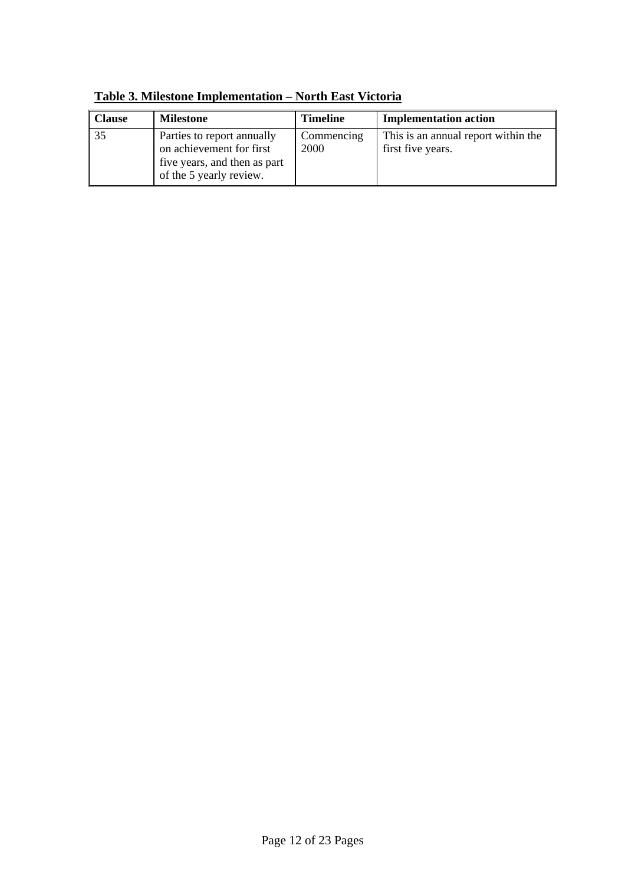**Table 3. Milestone Implementation – North East Victoria**

| Clause | Milestone | Timeline | Implementation action |
|---|---|---|---|
| 35 | Parties to report annually on achievement for first five years, and then as part of the 5 yearly review. | Commencing 2000 | This is an annual report within the first five years. |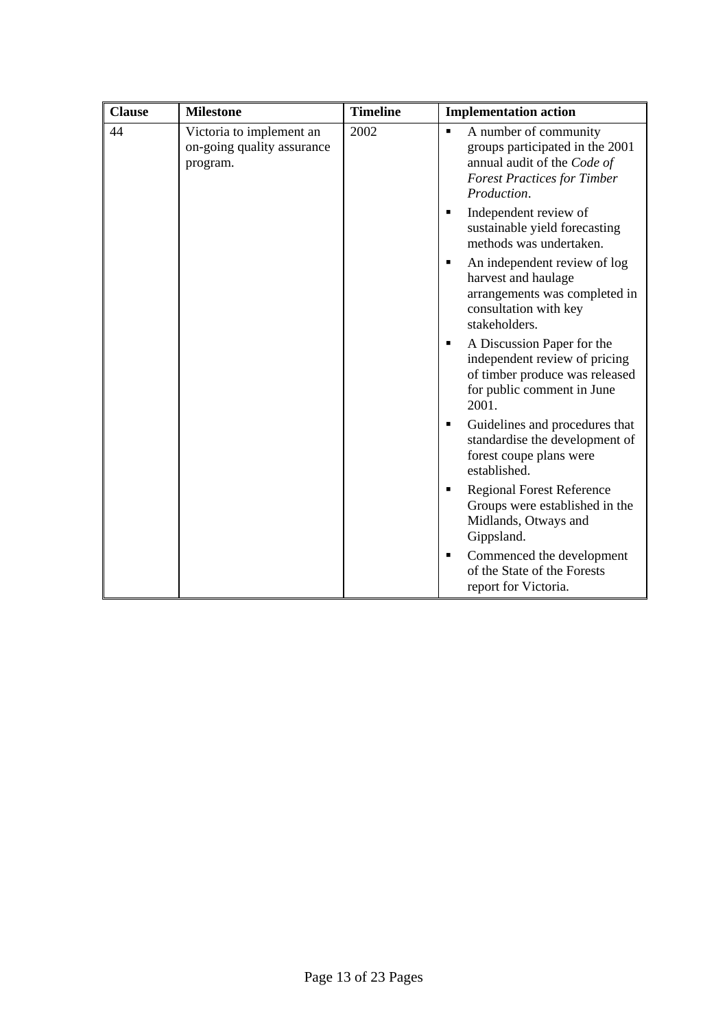| Clause | Milestone | Timeline | Implementation action |
|---|---|---|---|
| 44 | Victoria to implement an on-going quality assurance program. | 2002 | ▪ A number of community groups participated in the 2001 annual audit of the *Code of Forest Practices for Timber Production*.<br>▪ Independent review of sustainable yield forecasting methods was undertaken.<br>▪ An independent review of log harvest and haulage arrangements was completed in consultation with key stakeholders.<br>▪ A Discussion Paper for the independent review of pricing of timber produce was released for public comment in June 2001.<br>▪ Guidelines and procedures that standardise the development of forest coupe plans were established.<br>▪ Regional Forest Reference Groups were established in the Midlands, Otways and Gippsland.<br>▪ Commenced the development of the State of the Forests report for Victoria. |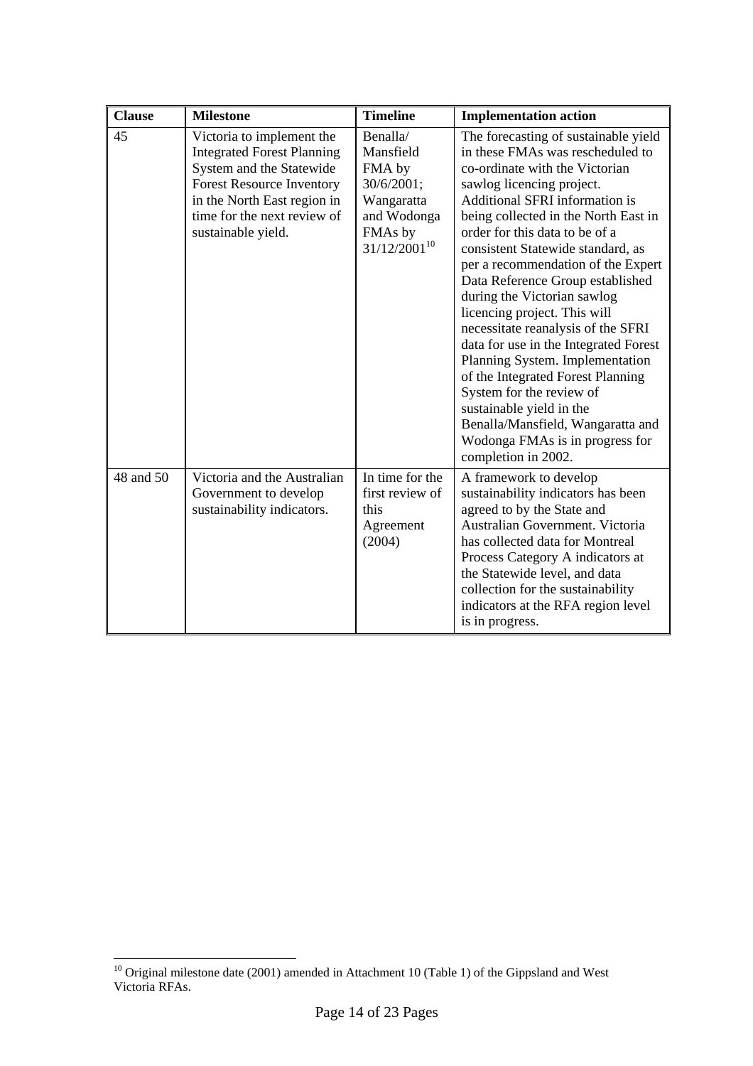| Clause | Milestone | Timeline | Implementation action |
|---|---|---|---|
| 45 | Victoria to implement the Integrated Forest Planning System and the Statewide Forest Resource Inventory in the North East region in time for the next review of sustainable yield. | Benalla/ Mansfield FMA by 30/6/2001; Wangaratta and Wodonga FMAs by 31/12/2001[10] | The forecasting of sustainable yield in these FMAs was rescheduled to co-ordinate with the Victorian sawlog licencing project. Additional SFRI information is being collected in the North East in order for this data to be of a consistent Statewide standard, as per a recommendation of the Expert Data Reference Group established during the Victorian sawlog licencing project. This will necessitate reanalysis of the SFRI data for use in the Integrated Forest Planning System. Implementation of the Integrated Forest Planning System for the review of sustainable yield in the Benalla/Mansfield, Wangaratta and Wodonga FMAs is in progress for completion in 2002. |
| 48 and 50 | Victoria and the Australian Government to develop sustainability indicators. | In time for the first review of this Agreement (2004) | A framework to develop sustainability indicators has been agreed to by the State and Australian Government. Victoria has collected data for Montreal Process Category A indicators at the Statewide level, and data collection for the sustainability indicators at the RFA region level is in progress. |

[10] Original milestone date (2001) amended in Attachment 10 (Table 1) of the Gippsland and West Victoria RFAs.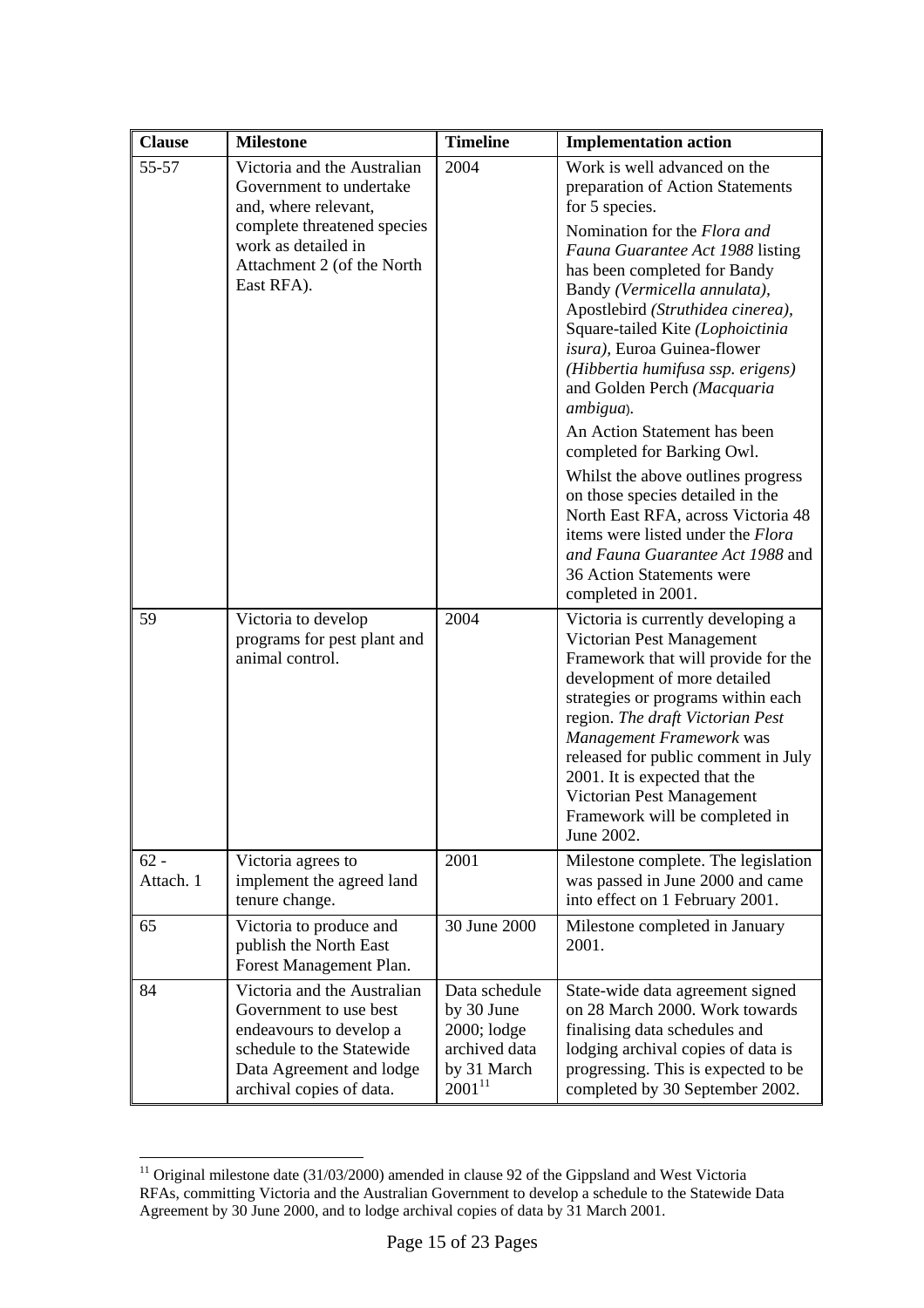| Clause | Milestone | Timeline | Implementation action |
|---|---|---|---|
| 55-57 | Victoria and the Australian Government to undertake and, where relevant, complete threatened species work as detailed in Attachment 2 (of the North East RFA). | 2004 | Work is well advanced on the preparation of Action Statements for 5 species.<br><br>Nomination for the *Flora and Fauna Guarantee Act 1988* listing has been completed for Bandy Bandy *(Vermicella annulata)*, Apostlebird *(Struthidea cinerea)*, Square-tailed Kite *(Lophoictinia isura)*, Euroa Guinea-flower *(Hibbertia humifusa ssp. erigens)* and Golden Perch *(Macquaria ambigua*).<br><br>An Action Statement has been completed for Barking Owl.<br><br>Whilst the above outlines progress on those species detailed in the North East RFA, across Victoria 48 items were listed under the *Flora and Fauna Guarantee Act 1988* and 36 Action Statements were completed in 2001. |
| 59 | Victoria to develop programs for pest plant and animal control. | 2004 | Victoria is currently developing a Victorian Pest Management Framework that will provide for the development of more detailed strategies or programs within each region. *The draft Victorian Pest Management Framework* was released for public comment in July 2001. It is expected that the Victorian Pest Management Framework will be completed in June 2002. |
| 62 - Attach. 1 | Victoria agrees to implement the agreed land tenure change. | 2001 | Milestone complete. The legislation was passed in June 2000 and came into effect on 1 February 2001. |
| 65 | Victoria to produce and publish the North East Forest Management Plan. | 30 June 2000 | Milestone completed in January 2001. |
| 84 | Victoria and the Australian Government to use best endeavours to develop a schedule to the Statewide Data Agreement and lodge archival copies of data. | Data schedule by 30 June 2000; lodge archived data by 31 March 2001[11] | State-wide data agreement signed on 28 March 2000. Work towards finalising data schedules and lodging archival copies of data is progressing. This is expected to be completed by 30 September 2002. |

[11] Original milestone date (31/03/2000) amended in clause 92 of the Gippsland and West Victoria RFAs, committing Victoria and the Australian Government to develop a schedule to the Statewide Data Agreement by 30 June 2000, and to lodge archival copies of data by 31 March 2001.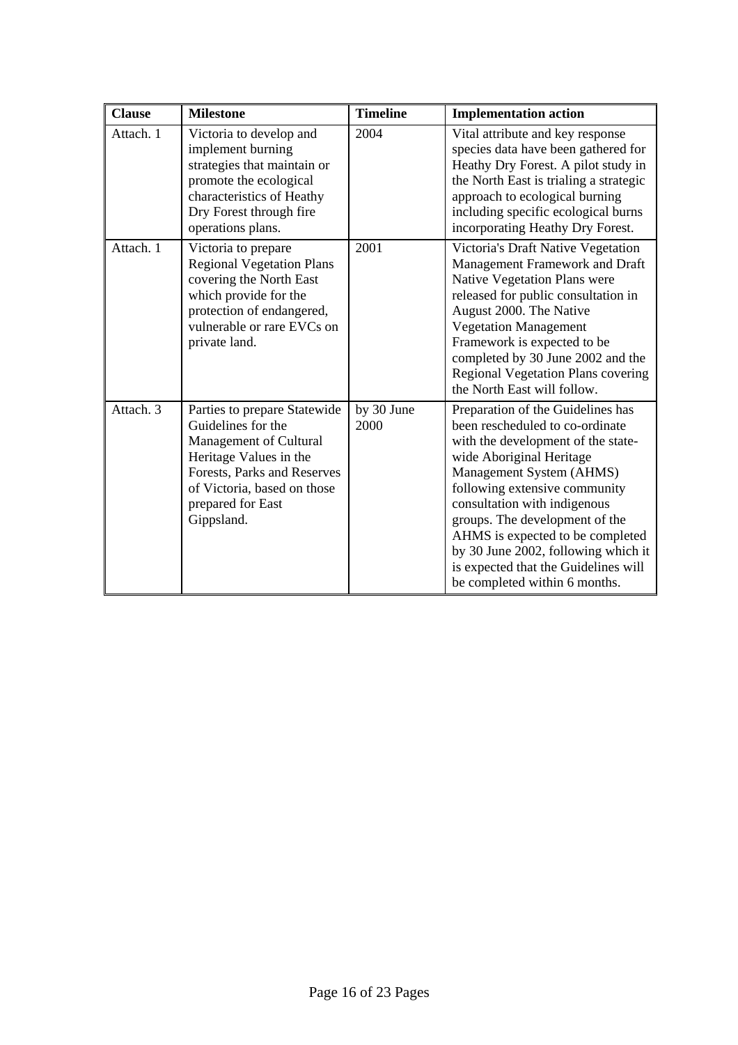| Clause | Milestone | Timeline | Implementation action |
| --- | --- | --- | --- |
| Attach. 1 | Victoria to develop and implement burning strategies that maintain or promote the ecological characteristics of Heathy Dry Forest through fire operations plans. | 2004 | Vital attribute and key response species data have been gathered for Heathy Dry Forest. A pilot study in the North East is trialing a strategic approach to ecological burning including specific ecological burns incorporating Heathy Dry Forest. |
| Attach. 1 | Victoria to prepare Regional Vegetation Plans covering the North East which provide for the protection of endangered, vulnerable or rare EVCs on private land. | 2001 | Victoria's Draft Native Vegetation Management Framework and Draft Native Vegetation Plans were released for public consultation in August 2000. The Native Vegetation Management Framework is expected to be completed by 30 June 2002 and the Regional Vegetation Plans covering the North East will follow. |
| Attach. 3 | Parties to prepare Statewide Guidelines for the Management of Cultural Heritage Values in the Forests, Parks and Reserves of Victoria, based on those prepared for East Gippsland. | by 30 June 2000 | Preparation of the Guidelines has been rescheduled to co-ordinate with the development of the state-wide Aboriginal Heritage Management System (AHMS) following extensive community consultation with indigenous groups. The development of the AHMS is expected to be completed by 30 June 2002, following which it is expected that the Guidelines will be completed within 6 months. |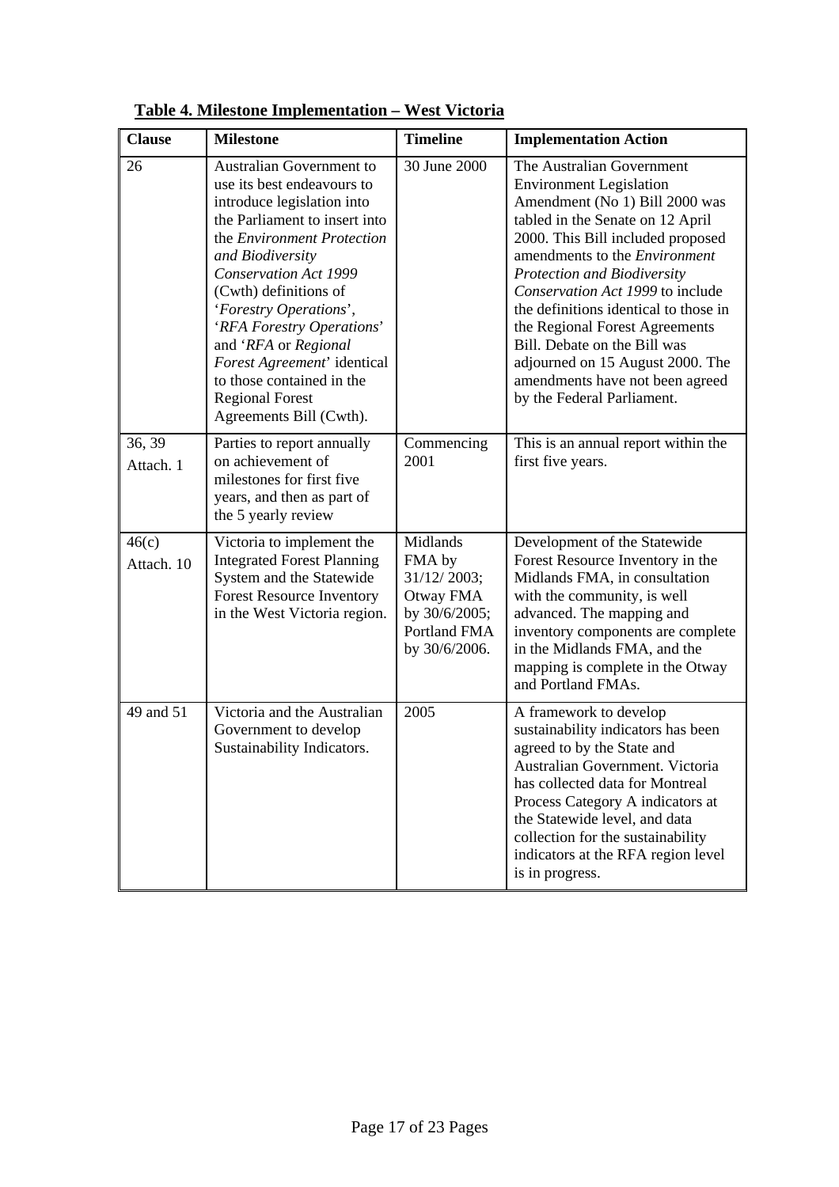**Table 4. Milestone Implementation – West Victoria**

| Clause | Milestone | Timeline | Implementation Action |
|---|---|---|---|
| 26 | Australian Government to use its best endeavours to introduce legislation into the Parliament to insert into the *Environment Protection and Biodiversity Conservation Act 1999* (Cwth) definitions of '*Forestry Operations*', '*RFA Forestry Operations*' and '*RFA* or *Regional Forest Agreement*' identical to those contained in the Regional Forest Agreements Bill (Cwth). | 30 June 2000 | The Australian Government Environment Legislation Amendment (No 1) Bill 2000 was tabled in the Senate on 12 April 2000. This Bill included proposed amendments to the *Environment Protection and Biodiversity Conservation Act 1999* to include the definitions identical to those in the Regional Forest Agreements Bill. Debate on the Bill was adjourned on 15 August 2000. The amendments have not been agreed by the Federal Parliament. |
| 36, 39 Attach. 1 | Parties to report annually on achievement of milestones for first five years, and then as part of the 5 yearly review | Commencing 2001 | This is an annual report within the first five years. |
| 46(c) Attach. 10 | Victoria to implement the Integrated Forest Planning System and the Statewide Forest Resource Inventory in the West Victoria region. | Midlands FMA by 31/12/ 2003; Otway FMA by 30/6/2005; Portland FMA by 30/6/2006. | Development of the Statewide Forest Resource Inventory in the Midlands FMA, in consultation with the community, is well advanced. The mapping and inventory components are complete in the Midlands FMA, and the mapping is complete in the Otway and Portland FMAs. |
| 49 and 51 | Victoria and the Australian Government to develop Sustainability Indicators. | 2005 | A framework to develop sustainability indicators has been agreed to by the State and Australian Government. Victoria has collected data for Montreal Process Category A indicators at the Statewide level, and data collection for the sustainability indicators at the RFA region level is in progress. |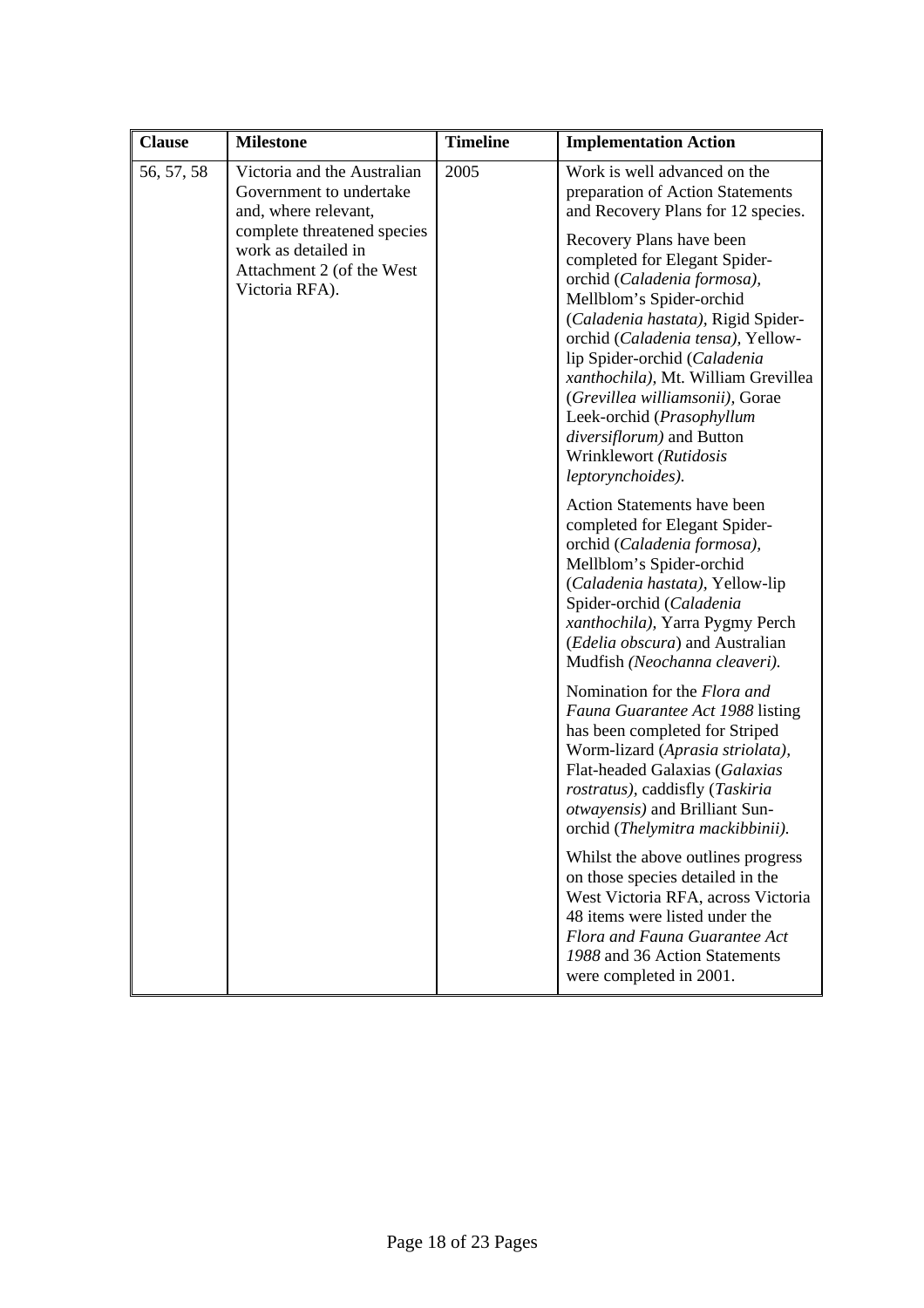| Clause | Milestone | Timeline | Implementation Action |
|---|---|---|---|
| 56, 57, 58 | Victoria and the Australian Government to undertake and, where relevant, complete threatened species work as detailed in Attachment 2 (of the West Victoria RFA). | 2005 | Work is well advanced on the preparation of Action Statements and Recovery Plans for 12 species.<br><br>Recovery Plans have been completed for Elegant Spider-orchid (*Caladenia formosa),* Mellblom's Spider-orchid (*Caladenia hastata),* Rigid Spider-orchid (*Caladenia tensa),* Yellow-lip Spider-orchid (*Caladenia xanthochila),* Mt. William Grevillea (*Grevillea williamsonii),* Gorae Leek-orchid (*Prasophyllum diversiflorum)* and Button Wrinklewort *(Rutidosis leptorynchoides).*<br><br>Action Statements have been completed for Elegant Spider-orchid (*Caladenia formosa),* Mellblom's Spider-orchid (*Caladenia hastata),* Yellow-lip Spider-orchid (*Caladenia xanthochila),* Yarra Pygmy Perch (*Edelia obscura*) and Australian Mudfish *(Neochanna cleaveri).*<br><br>Nomination for the *Flora and Fauna Guarantee Act 1988* listing has been completed for Striped Worm-lizard (*Aprasia striolata),* Flat-headed Galaxias (*Galaxias rostratus),* caddisfly (*Taskiria otwayensis)* and Brilliant Sun-orchid (*Thelymitra mackibbinii).*<br><br>Whilst the above outlines progress on those species detailed in the West Victoria RFA, across Victoria 48 items were listed under the *Flora and Fauna Guarantee Act 1988* and 36 Action Statements were completed in 2001. |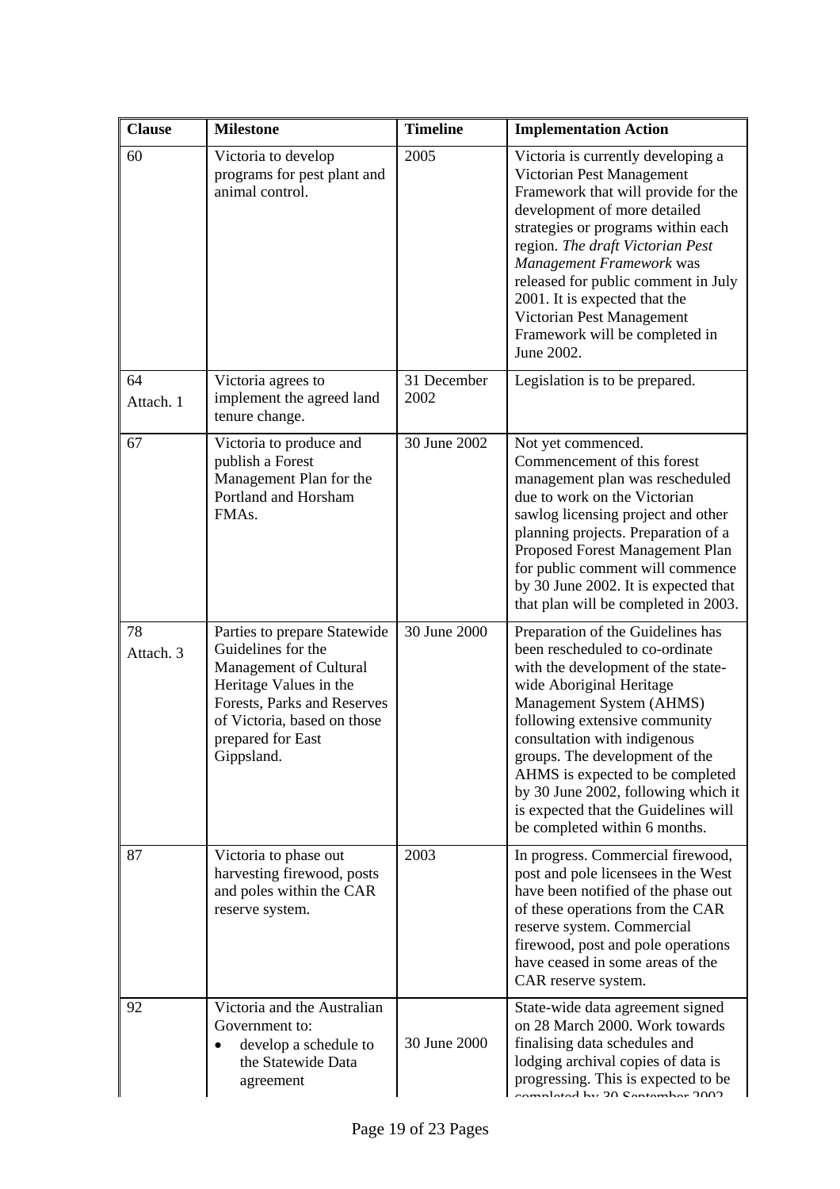| Clause | Milestone | Timeline | Implementation Action |
|---|---|---|---|
| 60 | Victoria to develop programs for pest plant and animal control. | 2005 | Victoria is currently developing a Victorian Pest Management Framework that will provide for the development of more detailed strategies or programs within each region. *The draft Victorian Pest Management Framework* was released for public comment in July 2001. It is expected that the Victorian Pest Management Framework will be completed in June 2002. |
| 64 Attach. 1 | Victoria agrees to implement the agreed land tenure change. | 31 December 2002 | Legislation is to be prepared. |
| 67 | Victoria to produce and publish a Forest Management Plan for the Portland and Horsham FMAs. | 30 June 2002 | Not yet commenced. Commencement of this forest management plan was rescheduled due to work on the Victorian sawlog licensing project and other planning projects. Preparation of a Proposed Forest Management Plan for public comment will commence by 30 June 2002. It is expected that plan will be completed in 2003. |
| 78 Attach. 3 | Parties to prepare Statewide Guidelines for the Management of Cultural Heritage Values in the Forests, Parks and Reserves of Victoria, based on those prepared for East Gippsland. | 30 June 2000 | Preparation of the Guidelines has been rescheduled to co-ordinate with the development of the state-wide Aboriginal Heritage Management System (AHMS) following extensive community consultation with indigenous groups. The development of the AHMS is expected to be completed by 30 June 2002, following which it is expected that the Guidelines will be completed within 6 months. |
| 87 | Victoria to phase out harvesting firewood, posts and poles within the CAR reserve system. | 2003 | In progress. Commercial firewood, post and pole licensees in the West have been notified of the phase out of these operations from the CAR reserve system. Commercial firewood, post and pole operations have ceased in some areas of the CAR reserve system. |
| 92 | Victoria and the Australian Government to: <br>• develop a schedule to the Statewide Data agreement | 30 June 2000 | State-wide data agreement signed on 28 March 2000. Work towards finalising data schedules and lodging archival copies of data is progressing. This is expected to be completed by 30 September 2002 |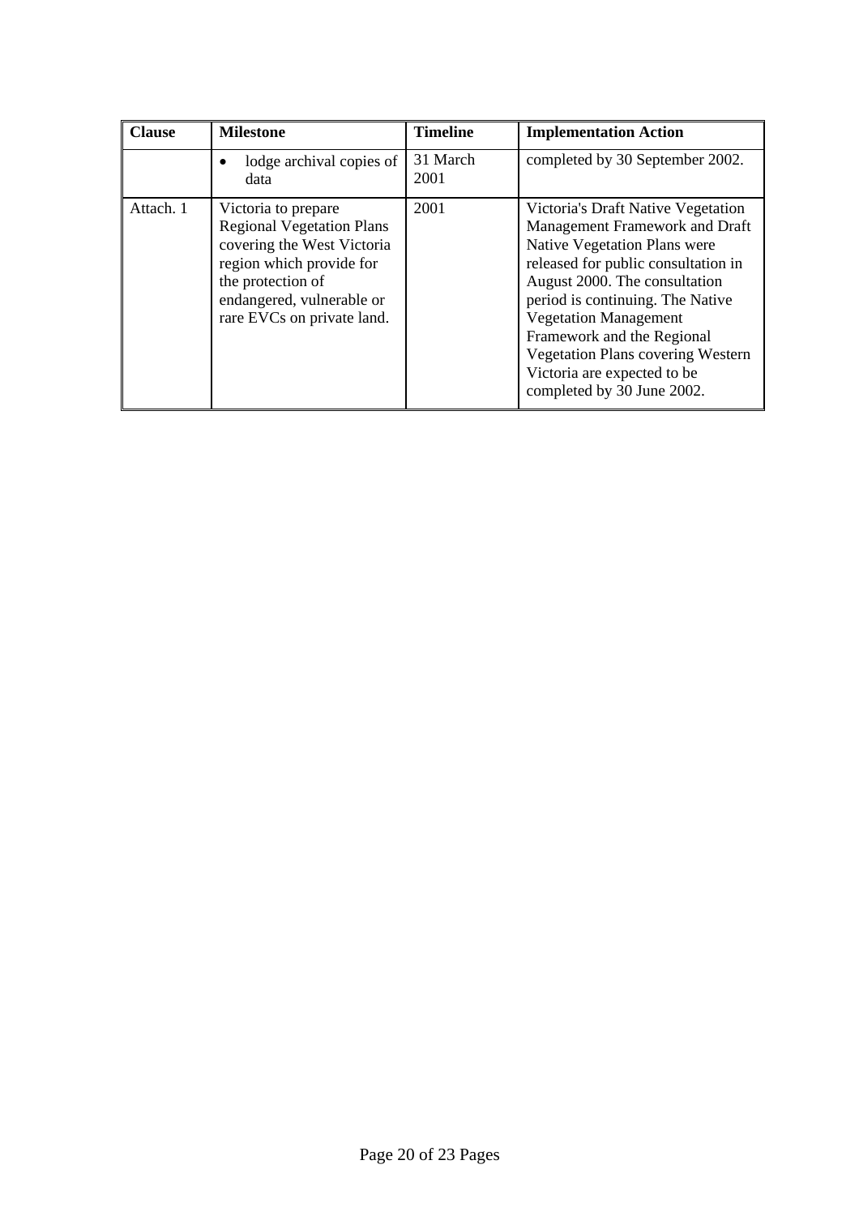| Clause | Milestone | Timeline | Implementation Action |
|---|---|---|---|
| | • lodge archival copies of data | 31 March 2001 | completed by 30 September 2002. |
| Attach. 1 | Victoria to prepare Regional Vegetation Plans covering the West Victoria region which provide for the protection of endangered, vulnerable or rare EVCs on private land. | 2001 | Victoria's Draft Native Vegetation Management Framework and Draft Native Vegetation Plans were released for public consultation in August 2000. The consultation period is continuing. The Native Vegetation Management Framework and the Regional Vegetation Plans covering Western Victoria are expected to be completed by 30 June 2002. |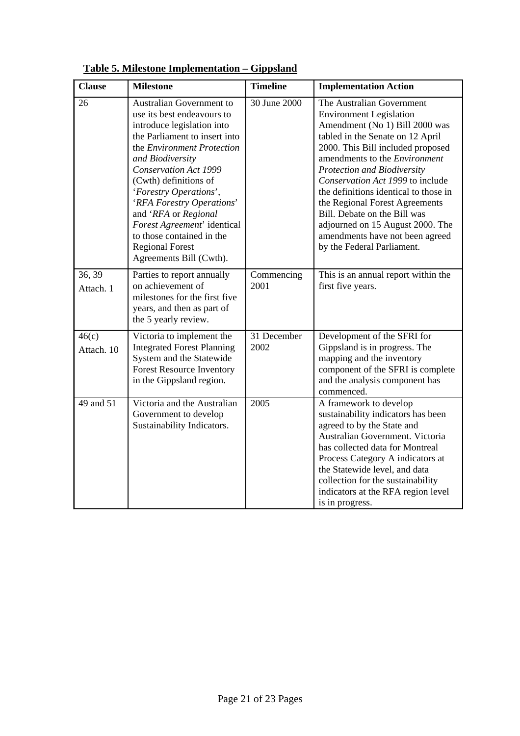**Table 5. Milestone Implementation – Gippsland**

| Clause | Milestone | Timeline | Implementation Action |
|---|---|---|---|
| 26 | Australian Government to use its best endeavours to introduce legislation into the Parliament to insert into the *Environment Protection and Biodiversity Conservation Act 1999* (Cwth) definitions of '*Forestry Operations*', '*RFA Forestry Operations*' and '*RFA* or *Regional Forest Agreement*' identical to those contained in the Regional Forest Agreements Bill (Cwth). | 30 June 2000 | The Australian Government Environment Legislation Amendment (No 1) Bill 2000 was tabled in the Senate on 12 April 2000. This Bill included proposed amendments to the *Environment Protection and Biodiversity Conservation Act 1999* to include the definitions identical to those in the Regional Forest Agreements Bill. Debate on the Bill was adjourned on 15 August 2000. The amendments have not been agreed by the Federal Parliament. |
| 36, 39 Attach. 1 | Parties to report annually on achievement of milestones for the first five years, and then as part of the 5 yearly review. | Commencing 2001 | This is an annual report within the first five years. |
| 46(c) Attach. 10 | Victoria to implement the Integrated Forest Planning System and the Statewide Forest Resource Inventory in the Gippsland region. | 31 December 2002 | Development of the SFRI for Gippsland is in progress. The mapping and the inventory component of the SFRI is complete and the analysis component has commenced. |
| 49 and 51 | Victoria and the Australian Government to develop Sustainability Indicators. | 2005 | A framework to develop sustainability indicators has been agreed to by the State and Australian Government. Victoria has collected data for Montreal Process Category A indicators at the Statewide level, and data collection for the sustainability indicators at the RFA region level is in progress. |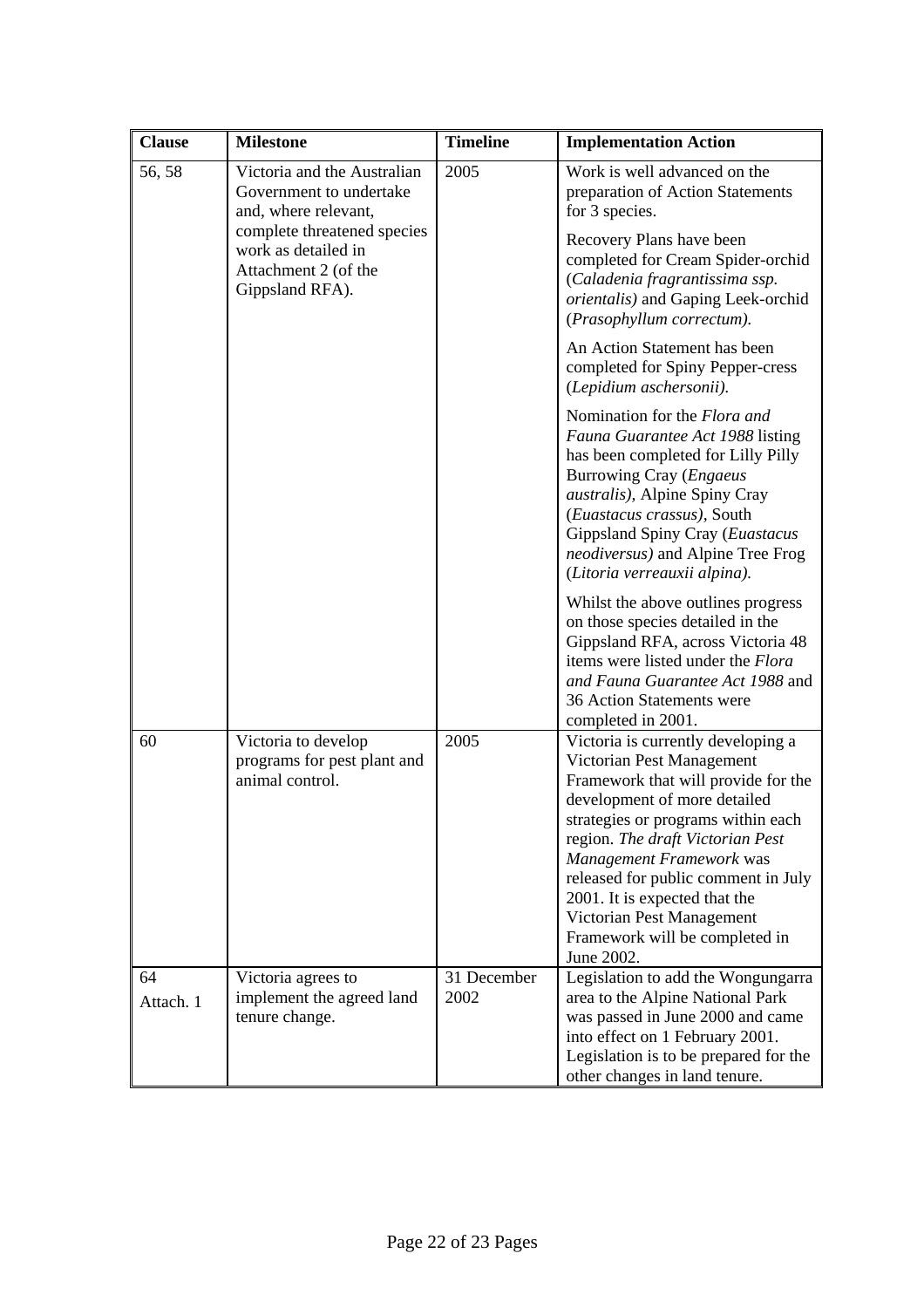| Clause | Milestone | Timeline | Implementation Action |
|---|---|---|---|
| 56, 58 | Victoria and the Australian Government to undertake and, where relevant, complete threatened species work as detailed in Attachment 2 (of the Gippsland RFA). | 2005 | Work is well advanced on the preparation of Action Statements for 3 species.<br><br>Recovery Plans have been completed for Cream Spider-orchid (*Caladenia fragrantissima ssp. orientalis)* and Gaping Leek-orchid (*Prasophyllum correctum).*<br><br>An Action Statement has been completed for Spiny Pepper-cress (*Lepidium aschersonii).*<br><br>Nomination for the *Flora and Fauna Guarantee Act 1988* listing has been completed for Lilly Pilly Burrowing Cray (*Engaeus australis)*, Alpine Spiny Cray (*Euastacus crassus)*, South Gippsland Spiny Cray (*Euastacus neodiversus)* and Alpine Tree Frog (*Litoria verreauxii alpina).*<br><br>Whilst the above outlines progress on those species detailed in the Gippsland RFA, across Victoria 48 items were listed under the *Flora and Fauna Guarantee Act 1988* and 36 Action Statements were completed in 2001. |
| 60 | Victoria to develop programs for pest plant and animal control. | 2005 | Victoria is currently developing a Victorian Pest Management Framework that will provide for the development of more detailed strategies or programs within each region. *The draft Victorian Pest Management Framework* was released for public comment in July 2001. It is expected that the Victorian Pest Management Framework will be completed in June 2002. |
| 64<br>Attach. 1 | Victoria agrees to implement the agreed land tenure change. | 31 December 2002 | Legislation to add the Wongungarra area to the Alpine National Park was passed in June 2000 and came into effect on 1 February 2001. Legislation is to be prepared for the other changes in land tenure. |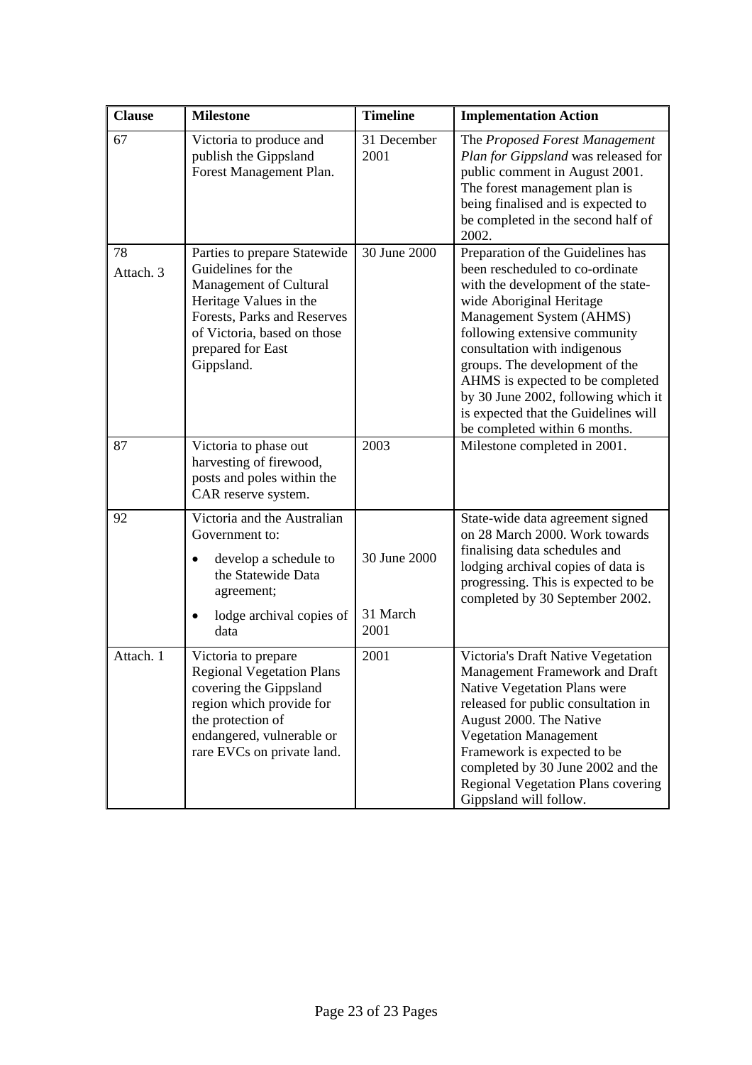| Clause | Milestone | Timeline | Implementation Action |
|---|---|---|---|
| 67 | Victoria to produce and publish the Gippsland Forest Management Plan. | 31 December 2001 | The *Proposed Forest Management Plan for Gippsland* was released for public comment in August 2001. The forest management plan is being finalised and is expected to be completed in the second half of 2002. |
| 78 Attach. 3 | Parties to prepare Statewide Guidelines for the Management of Cultural Heritage Values in the Forests, Parks and Reserves of Victoria, based on those prepared for East Gippsland. | 30 June 2000 | Preparation of the Guidelines has been rescheduled to co-ordinate with the development of the state-wide Aboriginal Heritage Management System (AHMS) following extensive community consultation with indigenous groups. The development of the AHMS is expected to be completed by 30 June 2002, following which it is expected that the Guidelines will be completed within 6 months. |
| 87 | Victoria to phase out harvesting of firewood, posts and poles within the CAR reserve system. | 2003 | Milestone completed in 2001. |
| 92 | Victoria and the Australian Government to:<br>• develop a schedule to the Statewide Data agreement;<br>• lodge archival copies of data | 30 June 2000<br><br>31 March 2001 | State-wide data agreement signed on 28 March 2000. Work towards finalising data schedules and lodging archival copies of data is progressing. This is expected to be completed by 30 September 2002. |
| Attach. 1 | Victoria to prepare Regional Vegetation Plans covering the Gippsland region which provide for the protection of endangered, vulnerable or rare EVCs on private land. | 2001 | Victoria's Draft Native Vegetation Management Framework and Draft Native Vegetation Plans were released for public consultation in August 2000. The Native Vegetation Management Framework is expected to be completed by 30 June 2002 and the Regional Vegetation Plans covering Gippsland will follow. |